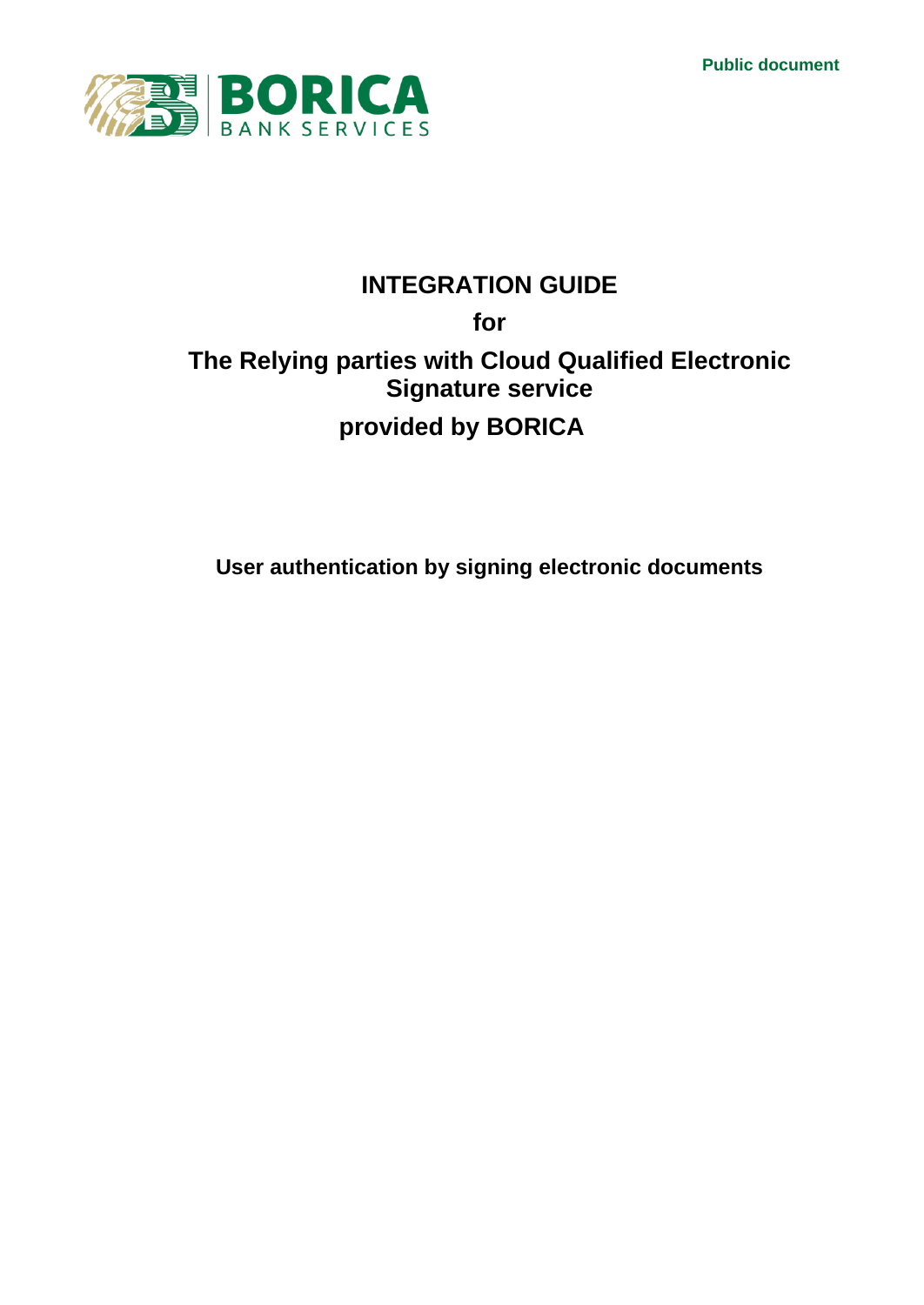Public document

BORICA
BANK SERVICES

# INTEGRATION GUIDE

## for

## The Relying parties with Cloud Qualified Electronic Signature service

## provided by BORICA

**User authentication by signing electronic documents**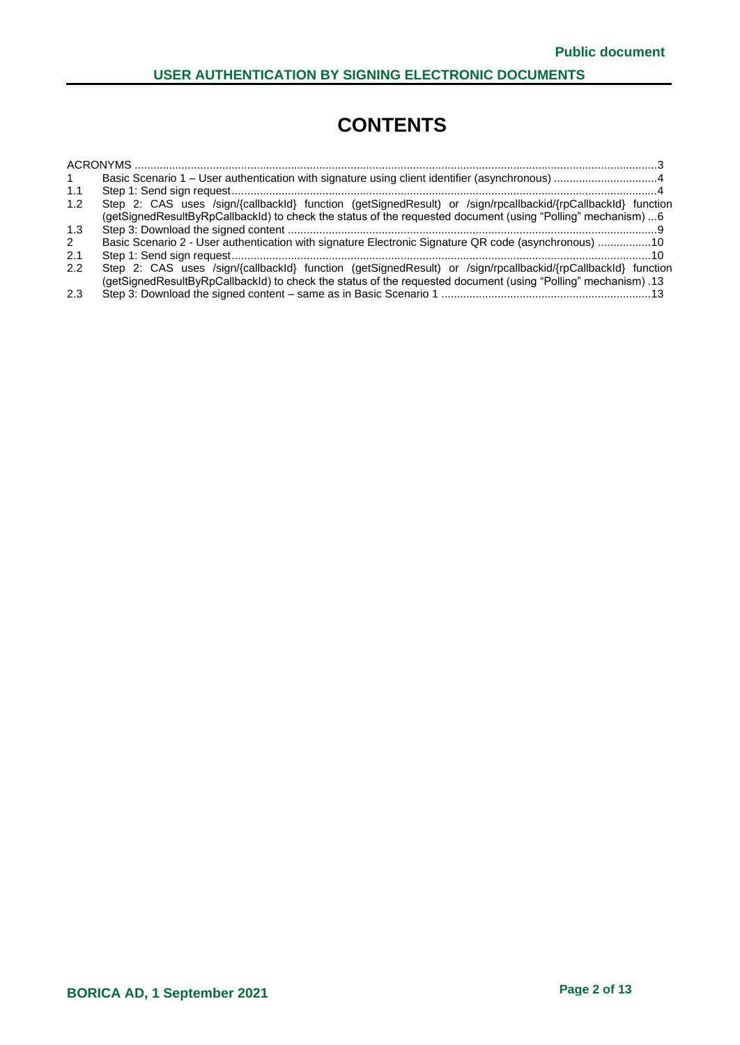# CONTENTS

ACRONYMS ....................................................................................................................................................3

1 Basic Scenario 1 – User authentication with signature using client identifier (asynchronous) ................................4

1.1 Step 1: Send sign request.......................................................................................................................................4

1.2 Step 2: CAS uses /sign/{callbackId} function (getSignedResult) or /sign/rpcallbackid/{rpCallbackId} function (getSignedResultByRpCallbackId) to check the status of the requested document (using "Polling" mechanism) ...6

1.3 Step 3: Download the signed content .....................................................................................................................9

2 Basic Scenario 2 - User authentication with signature Electronic Signature QR code (asynchronous) ................10

2.1 Step 1: Send sign request.....................................................................................................................................10

2.2 Step 2: CAS uses /sign/{callbackId} function (getSignedResult) or /sign/rpcallbackid/{rpCallbackId} function (getSignedResultByRpCallbackId) to check the status of the requested document (using "Polling" mechanism) .13

2.3 Step 3: Download the signed content – same as in Basic Scenario 1 ..................................................................13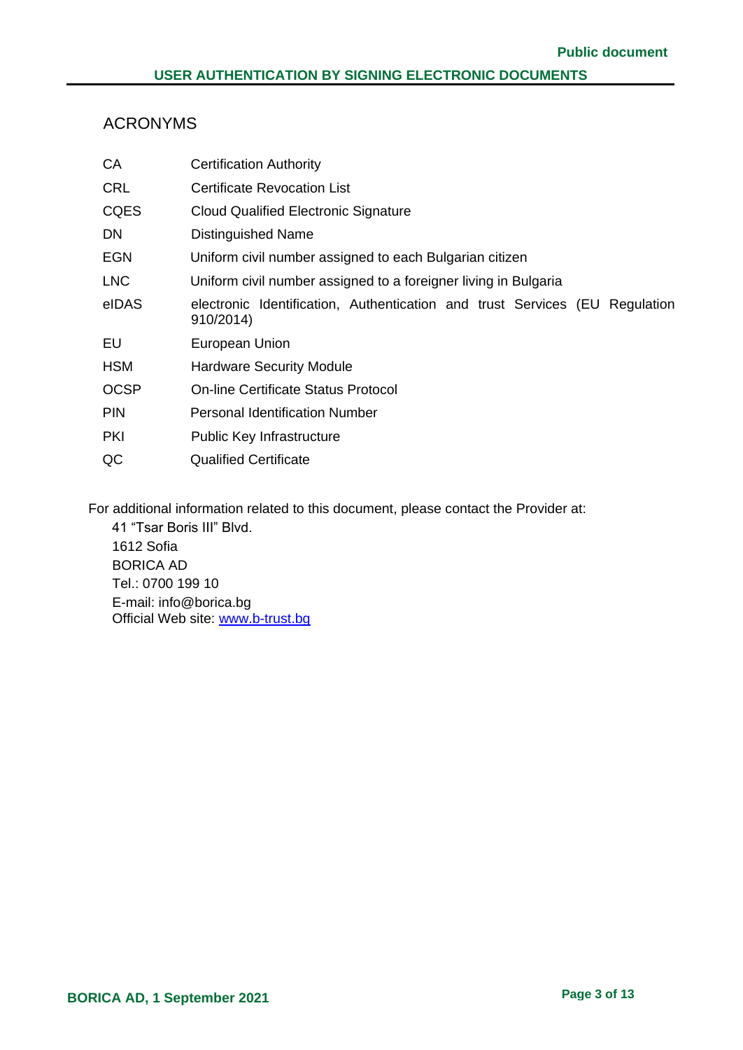## ACRONYMS

| | |
|---|---|
| CA | Certification Authority |
| CRL | Certificate Revocation List |
| CQES | Cloud Qualified Electronic Signature |
| DN | Distinguished Name |
| EGN | Uniform civil number assigned to each Bulgarian citizen |
| LNC | Uniform civil number assigned to a foreigner living in Bulgaria |
| eIDAS | electronic Identification, Authentication and trust Services (EU Regulation 910/2014) |
| EU | European Union |
| HSM | Hardware Security Module |
| OCSP | On-line Certificate Status Protocol |
| PIN | Personal Identification Number |
| PKI | Public Key Infrastructure |
| QC | Qualified Certificate |

For additional information related to this document, please contact the Provider at:

41 "Tsar Boris III" Blvd.
1612 Sofia
BORICA AD
Tel.: 0700 199 10
E-mail: info@borica.bg
Official Web site: www.b-trust.bg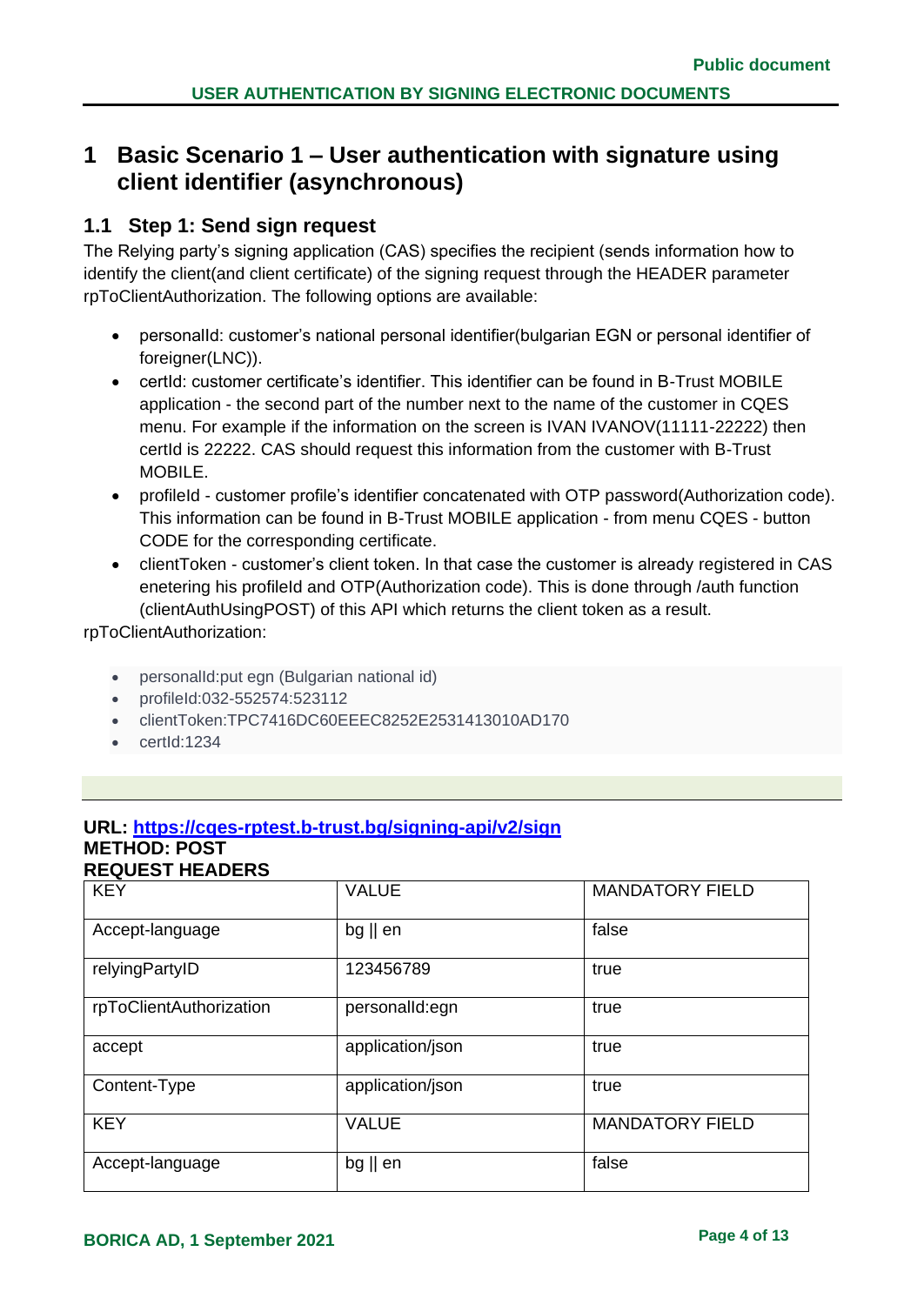# 1 Basic Scenario 1 – User authentication with signature using client identifier (asynchronous)

## 1.1 Step 1: Send sign request

The Relying party's signing application (CAS) specifies the recipient (sends information how to identify the client(and client certificate) of the signing request through the HEADER parameter rpToClientAuthorization. The following options are available:

- personalId: customer's national personal identifier(bulgarian EGN or personal identifier of foreigner(LNC)).
- certId: customer certificate's identifier. This identifier can be found in B-Trust MOBILE application - the second part of the number next to the name of the customer in CQES menu. For example if the information on the screen is IVAN IVANOV(11111-22222) then certId is 22222. CAS should request this information from the customer with B-Trust MOBILE.
- profileId - customer profile's identifier concatenated with OTP password(Authorization code). This information can be found in B-Trust MOBILE application - from menu CQES - button CODE for the corresponding certificate.
- clientToken - customer's client token. In that case the customer is already registered in CAS enetering his profileId and OTP(Authorization code). This is done through /auth function (clientAuthUsingPOST) of this API which returns the client token as a result.

rpToClientAuthorization:

- personalId:put egn (Bulgarian national id)
- profileId:032-552574:523112
- clientToken:TPC7416DC60EEEC8252E2531413010AD170
- certId:1234

**URL: [https://cqes-rptest.b-trust.bg/signing-api/v2/sign](https://cqes-rptest.b-trust.bg/signing-api/v2/sign)**
**METHOD: POST**
**REQUEST HEADERS**

| KEY | VALUE | MANDATORY FIELD |
|---|---|---|
| Accept-language | bg \|\| en | false |
| relyingPartyID | 123456789 | true |
| rpToClientAuthorization | personalId:egn | true |
| accept | application/json | true |
| Content-Type | application/json | true |
| KEY | VALUE | MANDATORY FIELD |
| Accept-language | bg \|\| en | false |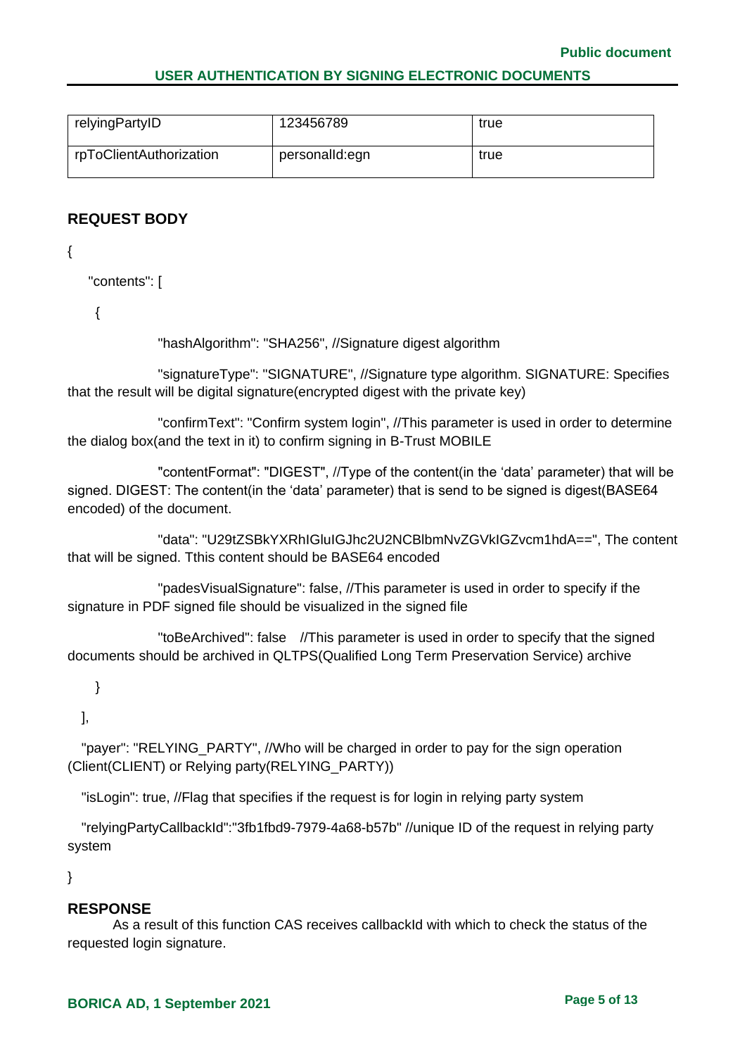| relyingPartyID | 123456789 | true |
|---|---|---|
| rpToClientAuthorization | personalId:egn | true |

## REQUEST BODY

```
{
    "contents": [
     {
                "hashAlgorithm": "SHA256", //Signature digest algorithm
                "signatureType": "SIGNATURE", //Signature type algorithm. SIGNATURE: Specifies that the result will be digital signature(encrypted digest with the private key)
                "confirmText": "Confirm system login", //This parameter is used in order to determine the dialog box(and the text in it) to confirm signing in B-Trust MOBILE
                "contentFormat": "DIGEST", //Type of the content(in the 'data' parameter) that will be signed. DIGEST: The content(in the 'data' parameter) that is send to be signed is digest(BASE64 encoded) of the document.
                "data": "U29tZSBkYXRhIGluIGJhc2U2NCBlbmNvZGVkIGZvcm1hdA==", The content that will be signed. Tthis content should be BASE64 encoded
                "padesVisualSignature": false, //This parameter is used in order to specify if the signature in PDF signed file should be visualized in the signed file
                "toBeArchived": false   //This parameter is used in order to specify that the signed documents should be archived in QLTPS(Qualified Long Term Preservation Service) archive
     }
   ],
   "payer": "RELYING_PARTY", //Who will be charged in order to pay for the sign operation (Client(CLIENT) or Relying party(RELYING_PARTY))
   "isLogin": true, //Flag that specifies if the request is for login in relying party system
   "relyingPartyCallbackId":"3fb1fbd9-7979-4a68-b57b" //unique ID of the request in relying party system
}
```

## RESPONSE

As a result of this function CAS receives callbackId with which to check the status of the requested login signature.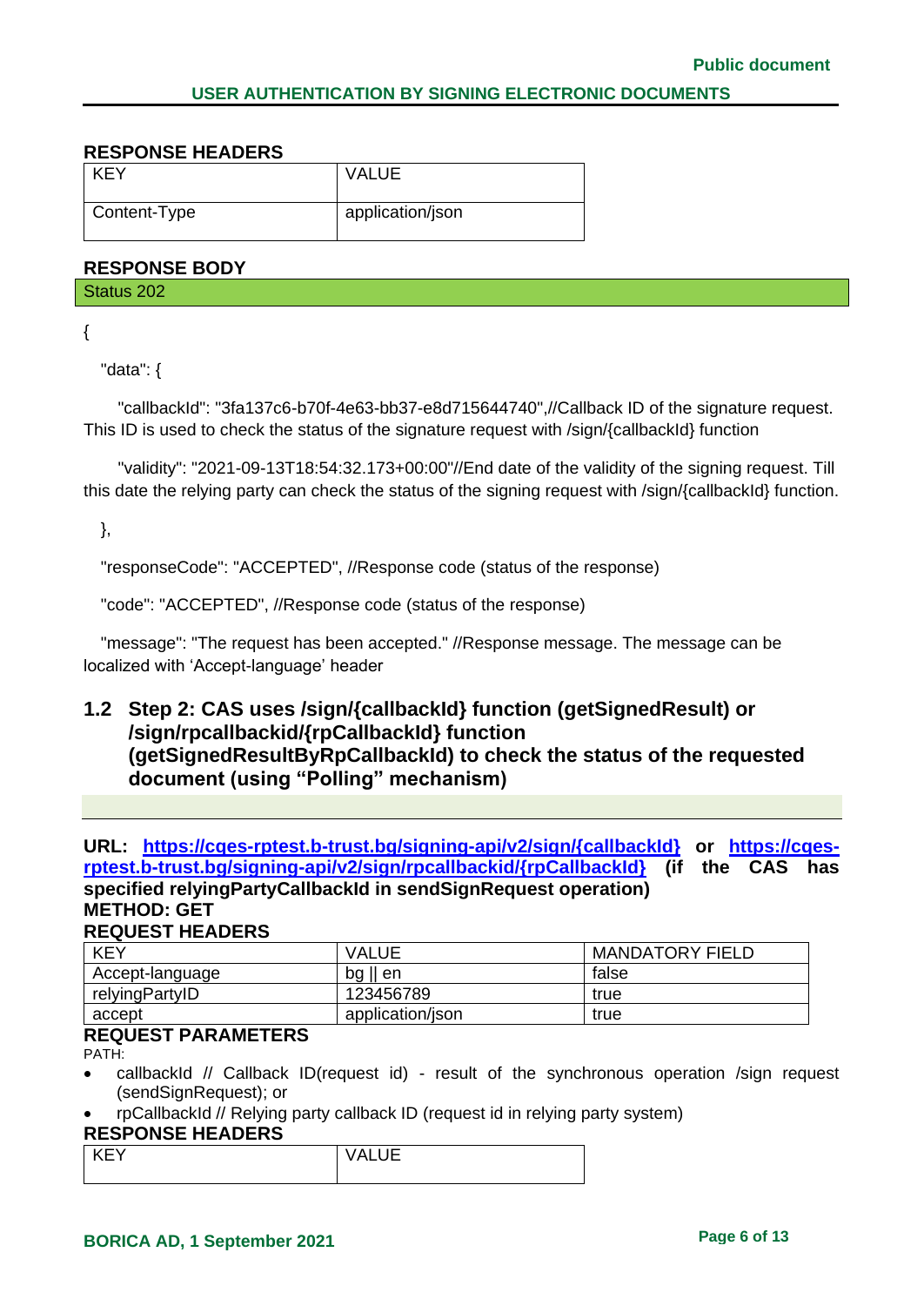**RESPONSE HEADERS**

| KEY | VALUE |
|---|---|
| Content-Type | application/json |

**RESPONSE BODY**

Status 202

```
{
  "data": {
    "callbackId": "3fa137c6-b70f-4e63-bb37-e8d715644740",//Callback ID of the signature request. This ID is used to check the status of the signature request with /sign/{callbackId} function
    "validity": "2021-09-13T18:54:32.173+00:00"//End date of the validity of the signing request. Till this date the relying party can check the status of the signing request with /sign/{callbackId} function.
  },
  "responseCode": "ACCEPTED", //Response code (status of the response)
  "code": "ACCEPTED", //Response code (status of the response)
  "message": "The request has been accepted." //Response message. The message can be localized with 'Accept-language' header
```

## 1.2 Step 2: CAS uses /sign/{callbackId} function (getSignedResult) or /sign/rpcallbackid/{rpCallbackId} function (getSignedResultByRpCallbackId) to check the status of the requested document (using "Polling" mechanism)

**URL: https://cqes-rptest.b-trust.bg/signing-api/v2/sign/{callbackId} or https://cqes-rptest.b-trust.bg/signing-api/v2/sign/rpcallbackid/{rpCallbackId} (if the CAS has specified relyingPartyCallbackId in sendSignRequest operation)**
**METHOD: GET**
**REQUEST HEADERS**

| KEY | VALUE | MANDATORY FIELD |
|---|---|---|
| Accept-language | bg \|\| en | false |
| relyingPartyID | 123456789 | true |
| accept | application/json | true |

**REQUEST PARAMETERS**

PATH:

- callbackId // Callback ID(request id) - result of the synchronous operation /sign request (sendSignRequest); or
- rpCallbackId // Relying party callback ID (request id in relying party system)

**RESPONSE HEADERS**

| KEY | VALUE |
|---|---|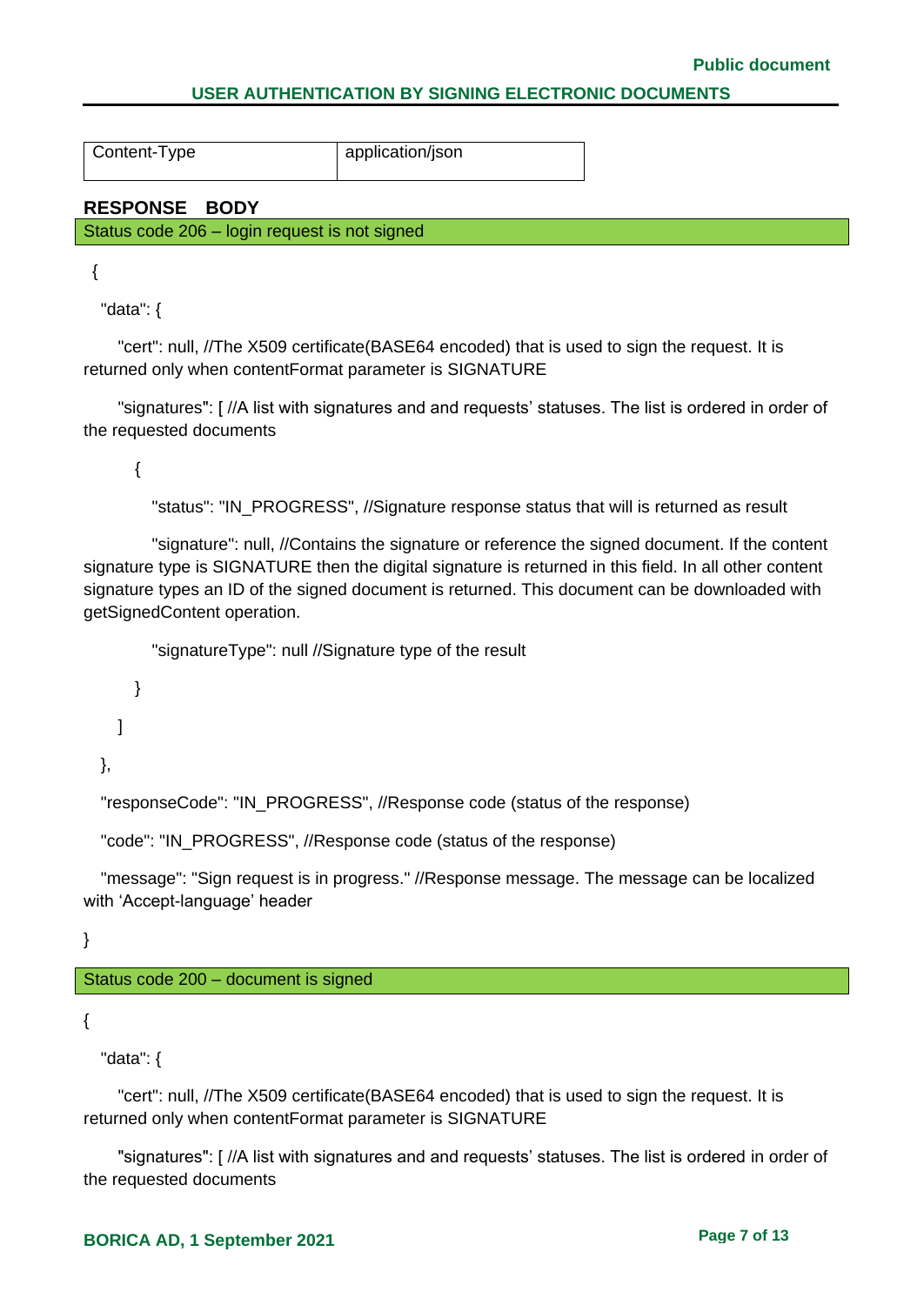| Content-Type | application/json |
|---|---|

## RESPONSE BODY

Status code 206 – login request is not signed

```
{
  "data": {
    "cert": null, //The X509 certificate(BASE64 encoded) that is used to sign the request. It is returned only when contentFormat parameter is SIGNATURE
    "signatures": [ //A list with signatures and and requests' statuses. The list is ordered in order of the requested documents
      {
        "status": "IN_PROGRESS", //Signature response status that will is returned as result
        "signature": null, //Contains the signature or reference the signed document. If the content signature type is SIGNATURE then the digital signature is returned in this field. In all other content signature types an ID of the signed document is returned. This document can be downloaded with getSignedContent operation.
        "signatureType": null //Signature type of the result
      }
    ]
  },
  "responseCode": "IN_PROGRESS", //Response code (status of the response)
  "code": "IN_PROGRESS", //Response code (status of the response)
  "message": "Sign request is in progress." //Response message. The message can be localized with 'Accept-language' header
}
```

Status code 200 – document is signed

```
{
  "data": {
    "cert": null, //The X509 certificate(BASE64 encoded) that is used to sign the request. It is returned only when contentFormat parameter is SIGNATURE
    "signatures": [ //A list with signatures and and requests' statuses. The list is ordered in order of the requested documents
```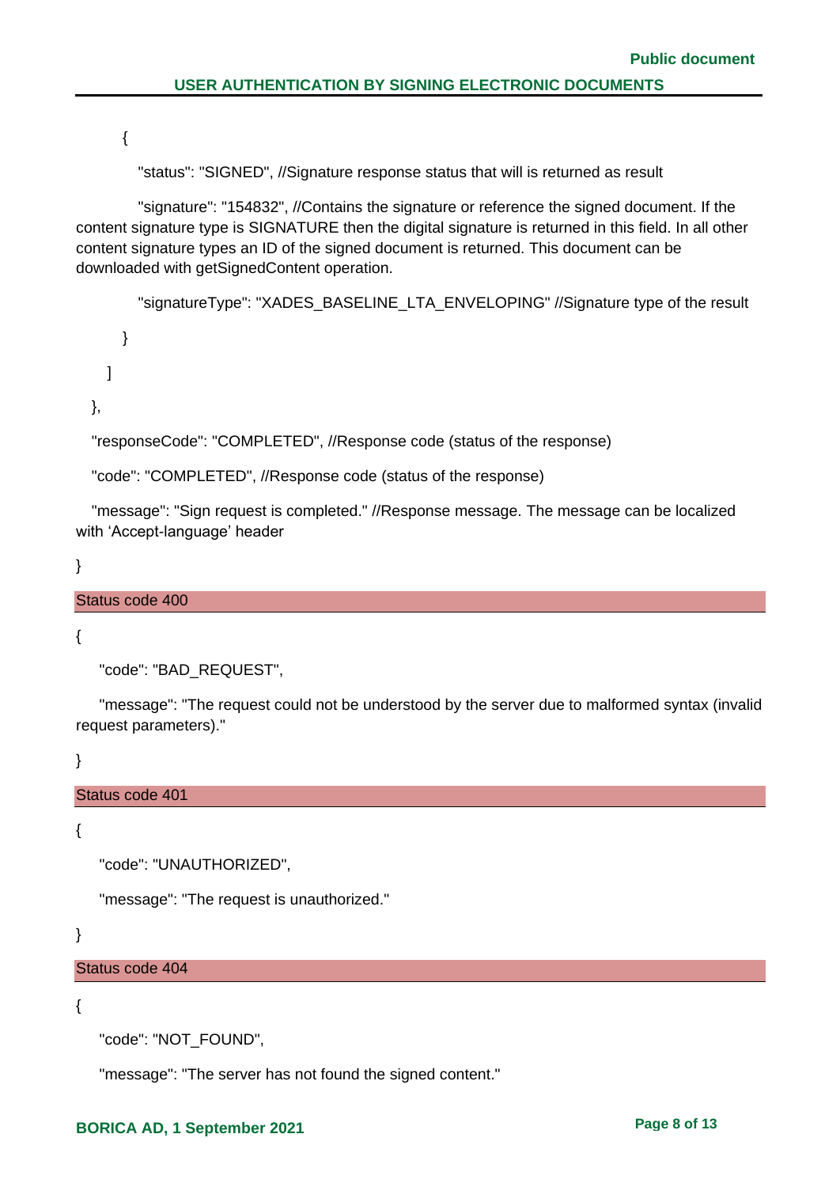```
        {
          "status": "SIGNED", //Signature response status that will is returned as result
          "signature": "154832", //Contains the signature or reference the signed document. If the content signature type is SIGNATURE then the digital signature is returned in this field. In all other content signature types an ID of the signed document is returned. This document can be downloaded with getSignedContent operation.
          "signatureType": "XADES_BASELINE_LTA_ENVELOPING" //Signature type of the result
        }
    ]
  },
  "responseCode": "COMPLETED", //Response code (status of the response)
  "code": "COMPLETED", //Response code (status of the response)
  "message": "Sign request is completed." //Response message. The message can be localized with 'Accept-language' header
}
```

**Status code 400**

```
{
    "code": "BAD_REQUEST",
    "message": "The request could not be understood by the server due to malformed syntax (invalid request parameters)."
}
```

**Status code 401**

```
{
    "code": "UNAUTHORIZED",
    "message": "The request is unauthorized."
}
```

**Status code 404**

```
{
    "code": "NOT_FOUND",
    "message": "The server has not found the signed content."
```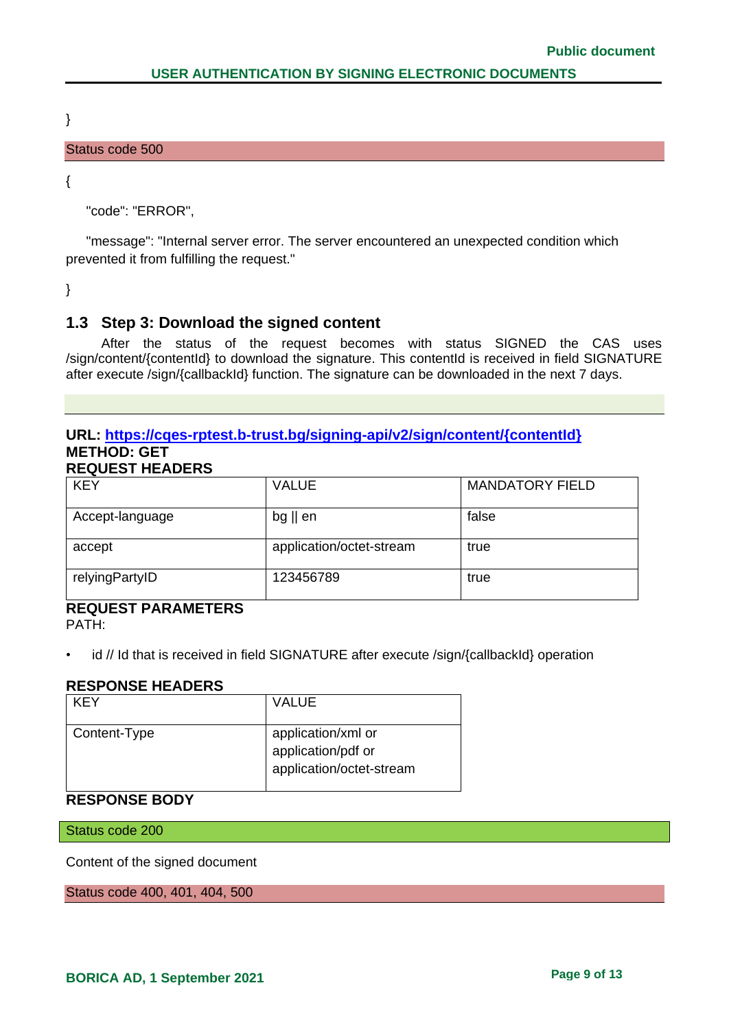}

Status code 500

```
{
    "code": "ERROR",
    "message": "Internal server error. The server encountered an unexpected condition which prevented it from fulfilling the request."
}
```

## 1.3 Step 3: Download the signed content

After the status of the request becomes with status SIGNED the CAS uses /sign/content/{contentId} to download the signature. This contentId is received in field SIGNATURE after execute /sign/{callbackId} function. The signature can be downloaded in the next 7 days.

**URL: [https://cqes-rptest.b-trust.bg/signing-api/v2/sign/content/{contentId}](https://cqes-rptest.b-trust.bg/signing-api/v2/sign/content/{contentId})**
**METHOD: GET**
**REQUEST HEADERS**

| KEY | VALUE | MANDATORY FIELD |
|---|---|---|
| Accept-language | bg \|\| en | false |
| accept | application/octet-stream | true |
| relyingPartyID | 123456789 | true |

**REQUEST PARAMETERS**
PATH:

- id // Id that is received in field SIGNATURE after execute /sign/{callbackId} operation

**RESPONSE HEADERS**

| KEY | VALUE |
|---|---|
| Content-Type | application/xml or application/pdf or application/octet-stream |

**RESPONSE BODY**

Status code 200

Content of the signed document

Status code 400, 401, 404, 500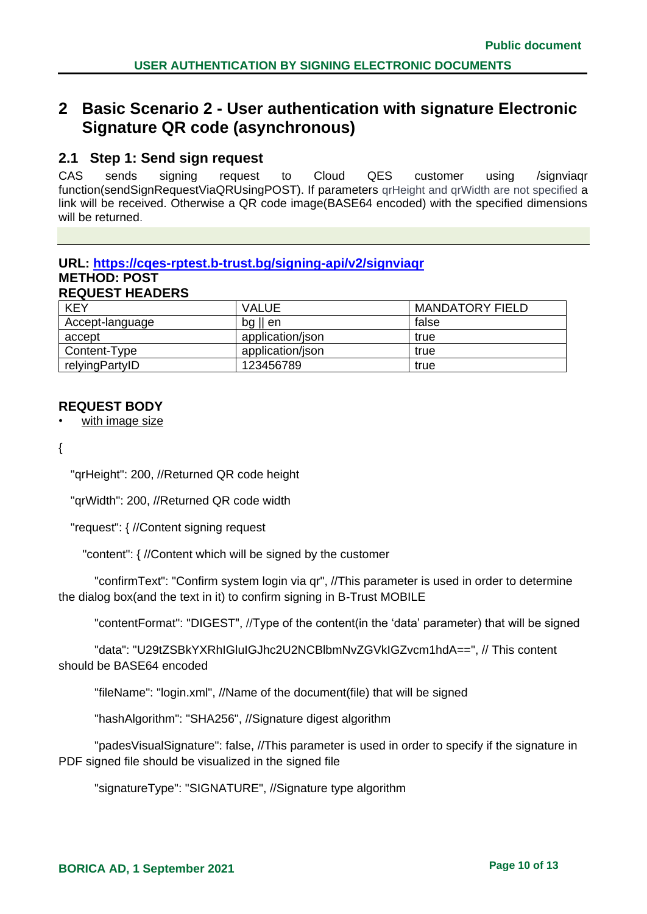# 2 Basic Scenario 2 - User authentication with signature Electronic Signature QR code (asynchronous)

## 2.1 Step 1: Send sign request

CAS sends signing request to Cloud QES customer using /signviaqr function(sendSignRequestViaQRUsingPOST). If parameters qrHeight and qrWidth are not specified a link will be received. Otherwise a QR code image(BASE64 encoded) with the specified dimensions will be returned.

**URL: [https://cqes-rptest.b-trust.bg/signing-api/v2/signviaqr](https://cqes-rptest.b-trust.bg/signing-api/v2/signviaqr)**
**METHOD: POST**
**REQUEST HEADERS**

| KEY | VALUE | MANDATORY FIELD |
| --- | --- | --- |
| Accept-language | bg \|\| en | false |
| accept | application/json | true |
| Content-Type | application/json | true |
| relyingPartyID | 123456789 | true |

**REQUEST BODY**

- with image size

```
{
  "qrHeight": 200, //Returned QR code height
  "qrWidth": 200, //Returned QR code width
  "request": { //Content signing request
    "content": { //Content which will be signed by the customer
      "confirmText": "Confirm system login via qr", //This parameter is used in order to determine the dialog box(and the text in it) to confirm signing in B-Trust MOBILE
      "contentFormat": "DIGEST", //Type of the content(in the 'data' parameter) that will be signed
      "data": "U29tZSBkYXRhIGluIGJhc2U2NCBlbmNvZGVkIGZvcm1hdA==", // This content should be BASE64 encoded
      "fileName": "login.xml", //Name of the document(file) that will be signed
      "hashAlgorithm": "SHA256", //Signature digest algorithm
      "padesVisualSignature": false, //This parameter is used in order to specify if the signature in PDF signed file should be visualized in the signed file
      "signatureType": "SIGNATURE", //Signature type algorithm
```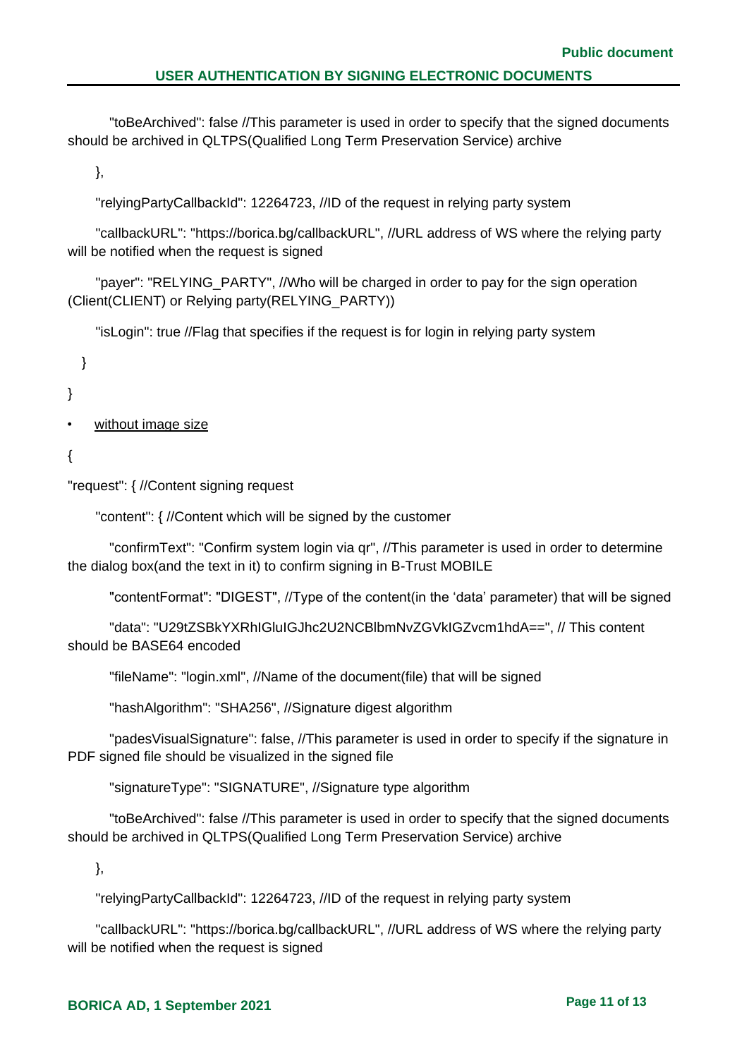"toBeArchived": false //This parameter is used in order to specify that the signed documents should be archived in QLTPS(Qualified Long Term Preservation Service) archive

},

"relyingPartyCallbackId": 12264723, //ID of the request in relying party system

"callbackURL": "https://borica.bg/callbackURL", //URL address of WS where the relying party will be notified when the request is signed

"payer": "RELYING_PARTY", //Who will be charged in order to pay for the sign operation (Client(CLIENT) or Relying party(RELYING_PARTY))

"isLogin": true //Flag that specifies if the request is for login in relying party system

}

}

- without image size

{

"request": { //Content signing request

"content": { //Content which will be signed by the customer

"confirmText": "Confirm system login via qr", //This parameter is used in order to determine the dialog box(and the text in it) to confirm signing in B-Trust MOBILE

"contentFormat": "DIGEST", //Type of the content(in the 'data' parameter) that will be signed

"data": "U29tZSBkYXRhIGluIGJhc2U2NCBlbmNvZGVkIGZvcm1hdA==", // This content should be BASE64 encoded

"fileName": "login.xml", //Name of the document(file) that will be signed

"hashAlgorithm": "SHA256", //Signature digest algorithm

"padesVisualSignature": false, //This parameter is used in order to specify if the signature in PDF signed file should be visualized in the signed file

"signatureType": "SIGNATURE", //Signature type algorithm

"toBeArchived": false //This parameter is used in order to specify that the signed documents should be archived in QLTPS(Qualified Long Term Preservation Service) archive

},

"relyingPartyCallbackId": 12264723, //ID of the request in relying party system

"callbackURL": "https://borica.bg/callbackURL", //URL address of WS where the relying party will be notified when the request is signed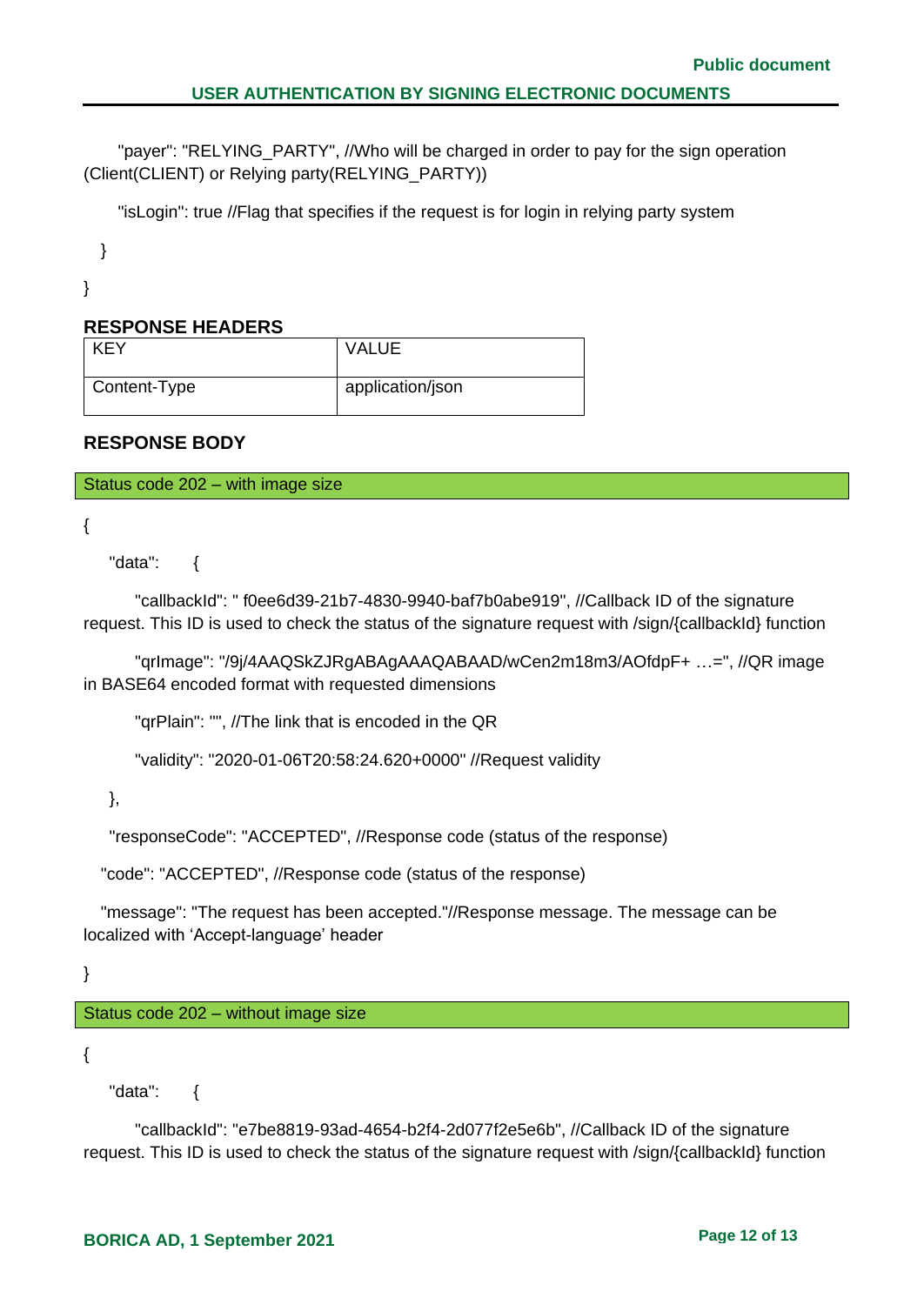"payer": "RELYING_PARTY", //Who will be charged in order to pay for the sign operation (Client(CLIENT) or Relying party(RELYING_PARTY))

"isLogin": true //Flag that specifies if the request is for login in relying party system

}

}

### RESPONSE HEADERS

| KEY | VALUE |
|---|---|
| Content-Type | application/json |

### RESPONSE BODY

Status code 202 – with image size

{

"data": {

"callbackId": " f0ee6d39-21b7-4830-9940-baf7b0abe919", //Callback ID of the signature request. This ID is used to check the status of the signature request with /sign/{callbackId} function

"qrImage": "/9j/4AAQSkZJRgABAgAAAQABAAD/wCen2m18m3/AOfdpF+ …=", //QR image in BASE64 encoded format with requested dimensions

"qrPlain": "", //The link that is encoded in the QR

"validity": "2020-01-06T20:58:24.620+0000" //Request validity

},

"responseCode": "ACCEPTED", //Response code (status of the response)

"code": "ACCEPTED", //Response code (status of the response)

"message": "The request has been accepted."//Response message. The message can be localized with 'Accept-language' header

}

Status code 202 – without image size

{

"data": {

"callbackId": "e7be8819-93ad-4654-b2f4-2d077f2e5e6b", //Callback ID of the signature request. This ID is used to check the status of the signature request with /sign/{callbackId} function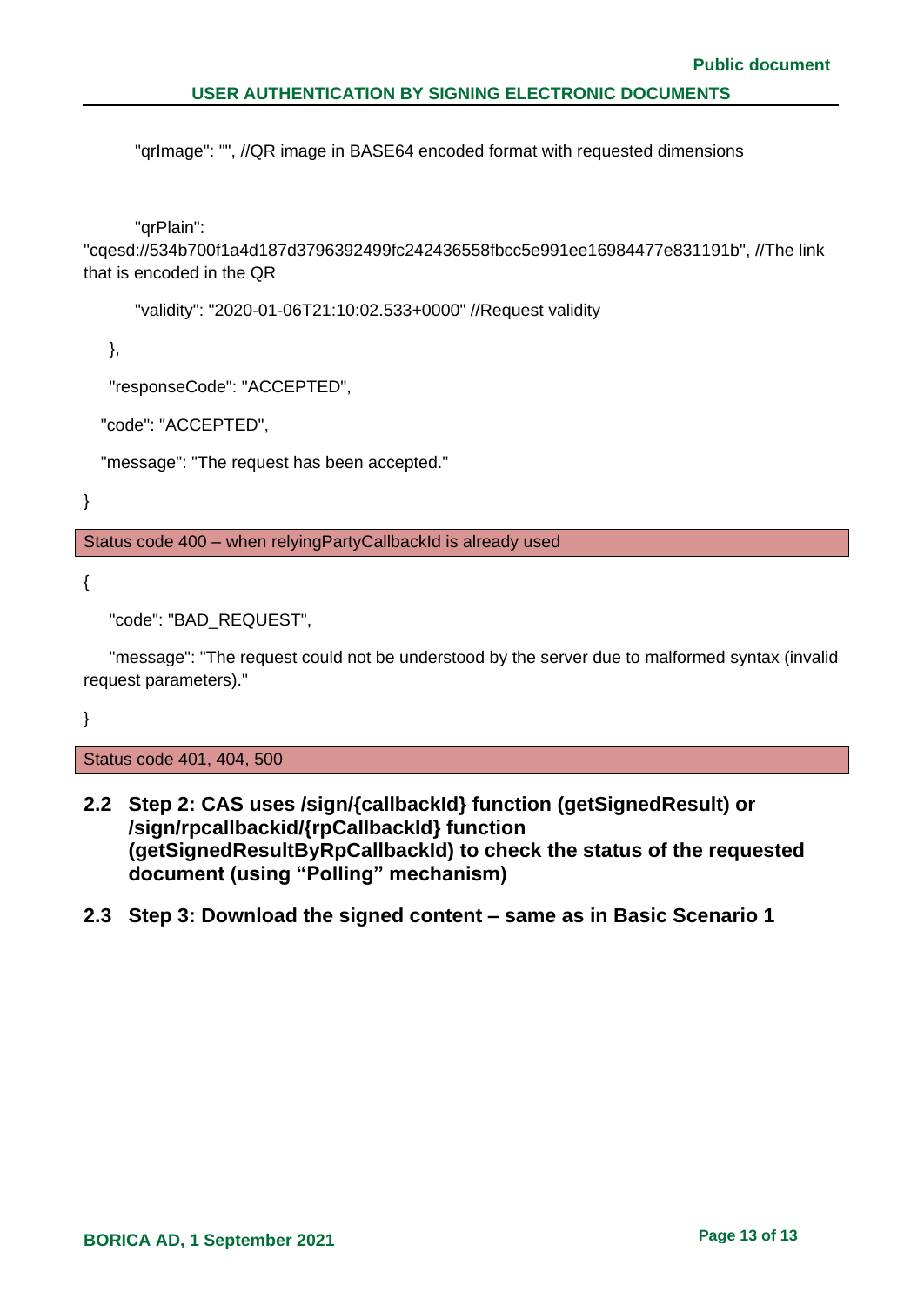"qrImage": "", //QR image in BASE64 encoded format with requested dimensions

"qrPlain": "cqesd://534b700f1a4d187d3796392499fc242436558fbcc5e991ee16984477e831191b", //The link that is encoded in the QR

"validity": "2020-01-06T21:10:02.533+0000" //Request validity

},

"responseCode": "ACCEPTED",

"code": "ACCEPTED",

"message": "The request has been accepted."

}

Status code 400 – when relyingPartyCallbackId is already used

{

"code": "BAD_REQUEST",

"message": "The request could not be understood by the server due to malformed syntax (invalid request parameters)."

}

Status code 401, 404, 500

## 2.2 Step 2: CAS uses /sign/{callbackId} function (getSignedResult) or /sign/rpcallbackid/{rpCallbackId} function (getSignedResultByRpCallbackId) to check the status of the requested document (using "Polling" mechanism)

## 2.3 Step 3: Download the signed content – same as in Basic Scenario 1